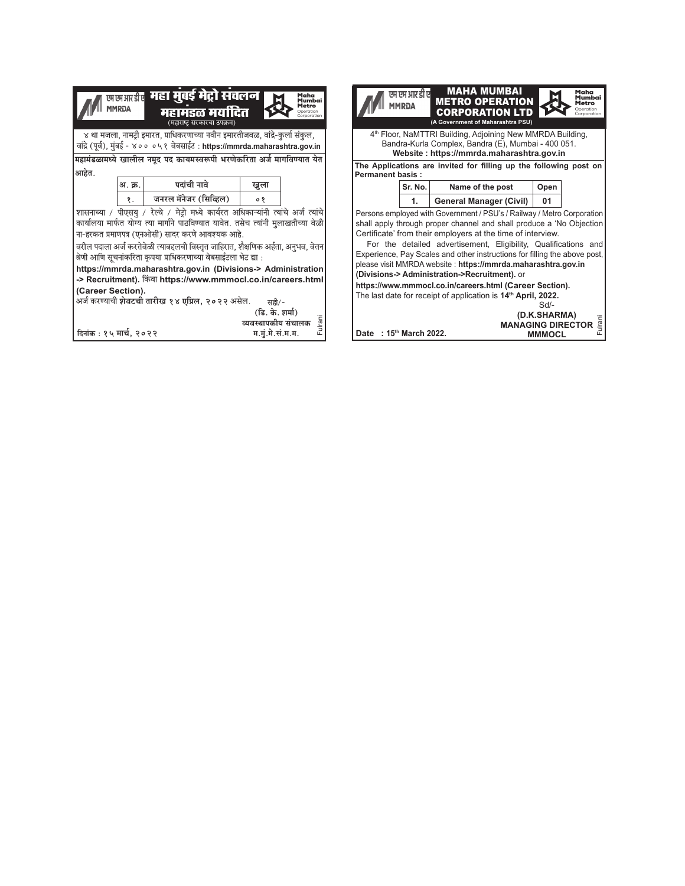# एम एम आर डी ए MMRDA

# महा मुंबई मेट्रो संचलन महामंडळ मर्यादित

(महाराष्ट्र सरकारचा उपक्रम)

Maha Mumbai Metro Operation Corporation

४ था मजला, नामट्री इमारत, प्राधिकरणाच्या नवीन इमारतीजवळ, वांद्रे-कुर्ला संकुल, वांद्रे (पूर्व), मुंबई - ४०० ०५१ वेबसाईट : **https://mmrda.maharashtra.gov.in**

**महामंडळामध्ये खालील नमूद पद कायमस्वरूपी भरणेकरिता अर्ज मागविण्यात येत आहेत.**

| अ. क्र. | पदांची नावे | खुला |
|---|---|---|
| १. | जनरल मॅनेजर (सिव्हिल) | ०१ |

शासनाच्या / पीएसयु / रेल्वे / मेट्रो मध्ये कार्यरत अधिकाऱ्यांनी त्यांचे अर्ज त्यांचे कार्यालया मार्फत योग्य त्या मार्गाने पाठविण्यात यावेत. तसेच त्यांनी मुलाखतीच्या वेळी ना-हरकत प्रमाणपत्र (एनओसी) सादर करणे आवश्यक आहे.

वरील पदाला अर्ज करतेवेळी त्याबद्दलची विस्तृत जाहिरात, शैक्षणिक अर्हता, अनुभव, वेतन श्रेणी आणि सूचनांकरिता कृपया प्राधिकरणाच्या वेबसाईटला भेट द्या :

**https://mmrda.maharashtra.gov.in (Divisions-> Administration -> Recruitment).** किंवा **https://www.mmmocl.co.in/careers.html (Career Section).**

अर्ज करण्याची **शेवटची तारीख १४ एप्रिल, २०२२** असेल.

सही/-

**(डि. के. शर्मा)**
**व्यवस्थापकीय संचालक**
**म.मुं.मे.सं.म.म.**

**दिनांक : १५ मार्च, २०२२**

Fulrani

---

# MMRDA

# MAHA MUMBAI METRO OPERATION CORPORATION LTD

**(A Government of Maharashtra PSU)**

4th Floor, NaMTTRI Building, Adjoining New MMRDA Building, Bandra-Kurla Complex, Bandra (E), Mumbai - 400 051.
**Website : https://mmrda.maharashtra.gov.in**

**The Applications are invited for filling up the following post on Permanent basis :**

| Sr. No. | Name of the post | Open |
|---|---|---|
| 1. | General Manager (Civil) | 01 |

Persons employed with Government / PSU's / Railway / Metro Corporation shall apply through proper channel and shall produce a 'No Objection Certificate' from their employers at the time of interview.

For the detailed advertisement, Eligibility, Qualifications and Experience, Pay Scales and other instructions for filling the above post, please visit MMRDA website : **https://mmrda.maharashtra.gov.in (Divisions-> Administration->Recruitment).** or **https://www.mmmocl.co.in/careers.html (Career Section).**

The last date for receipt of application is **14th April, 2022.**

Sd/-

**(D.K.SHARMA)**
**MANAGING DIRECTOR**
**MMMOCL**

**Date : 15th March 2022.**

Fulrani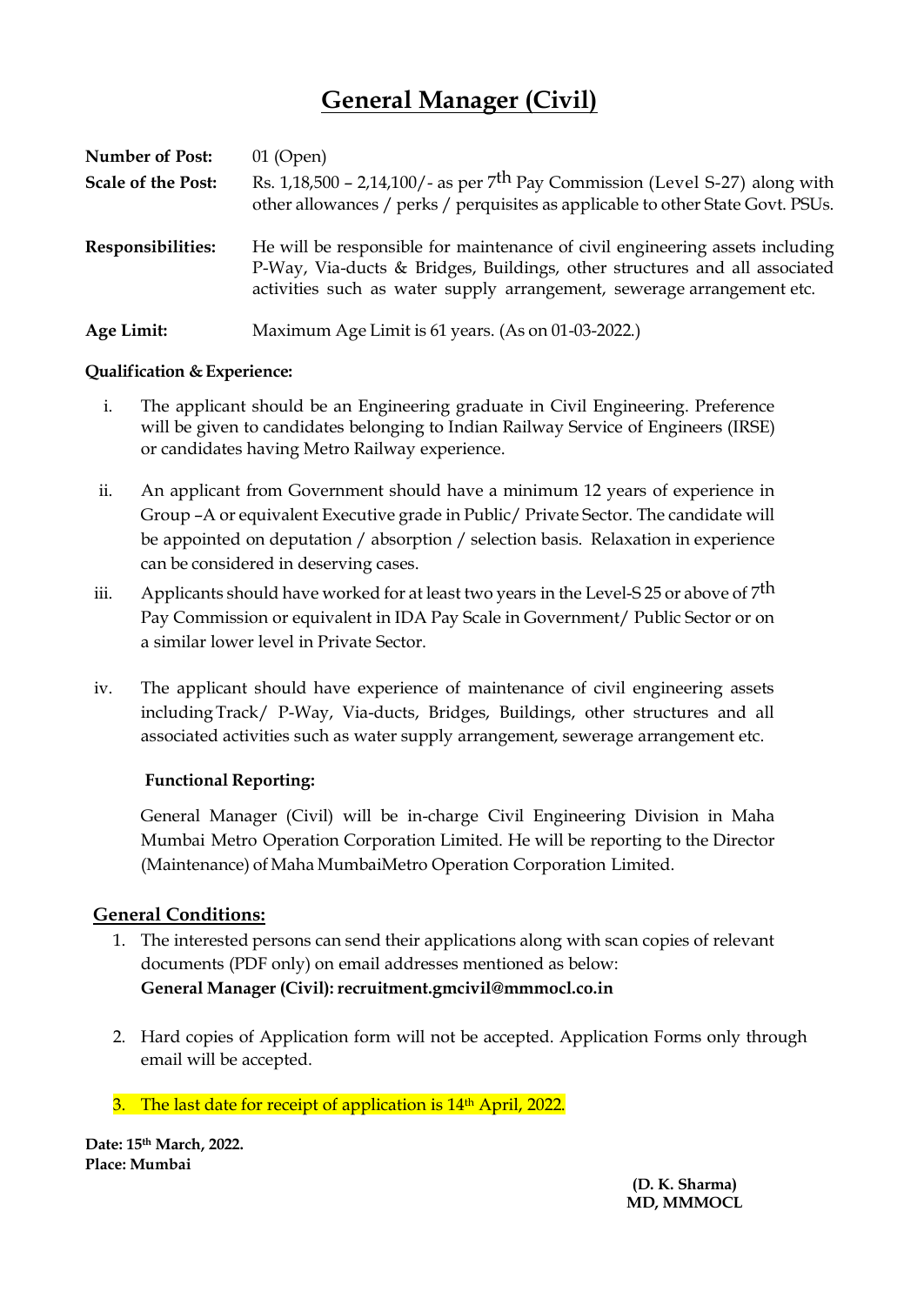# General Manager (Civil)

**Number of Post:** 01 (Open)

**Scale of the Post:** Rs. 1,18,500 – 2,14,100/- as per 7th Pay Commission (Level S-27) along with other allowances / perks / perquisites as applicable to other State Govt. PSUs.

**Responsibilities:** He will be responsible for maintenance of civil engineering assets including P-Way, Via-ducts & Bridges, Buildings, other structures and all associated activities such as water supply arrangement, sewerage arrangement etc.

**Age Limit:** Maximum Age Limit is 61 years. (As on 01-03-2022.)

**Qualification & Experience:**

i. The applicant should be an Engineering graduate in Civil Engineering. Preference will be given to candidates belonging to Indian Railway Service of Engineers (IRSE) or candidates having Metro Railway experience.

ii. An applicant from Government should have a minimum 12 years of experience in Group –A or equivalent Executive grade in Public/ Private Sector. The candidate will be appointed on deputation / absorption / selection basis. Relaxation in experience can be considered in deserving cases.

iii. Applicants should have worked for at least two years in the Level-S 25 or above of 7th Pay Commission or equivalent in IDA Pay Scale in Government/ Public Sector or on a similar lower level in Private Sector.

iv. The applicant should have experience of maintenance of civil engineering assets including Track/ P-Way, Via-ducts, Bridges, Buildings, other structures and all associated activities such as water supply arrangement, sewerage arrangement etc.

**Functional Reporting:**

General Manager (Civil) will be in-charge Civil Engineering Division in Maha Mumbai Metro Operation Corporation Limited. He will be reporting to the Director (Maintenance) of Maha MumbaiMetro Operation Corporation Limited.

## General Conditions:

1. The interested persons can send their applications along with scan copies of relevant documents (PDF only) on email addresses mentioned as below:
   **General Manager (Civil): recruitment.gmcivil@mmmocl.co.in**

2. Hard copies of Application form will not be accepted. Application Forms only through email will be accepted.

3. The last date for receipt of application is 14th April, 2022.

**Date: 15th March, 2022.**
**Place: Mumbai**

**(D. K. Sharma)**
**MD, MMMOCL**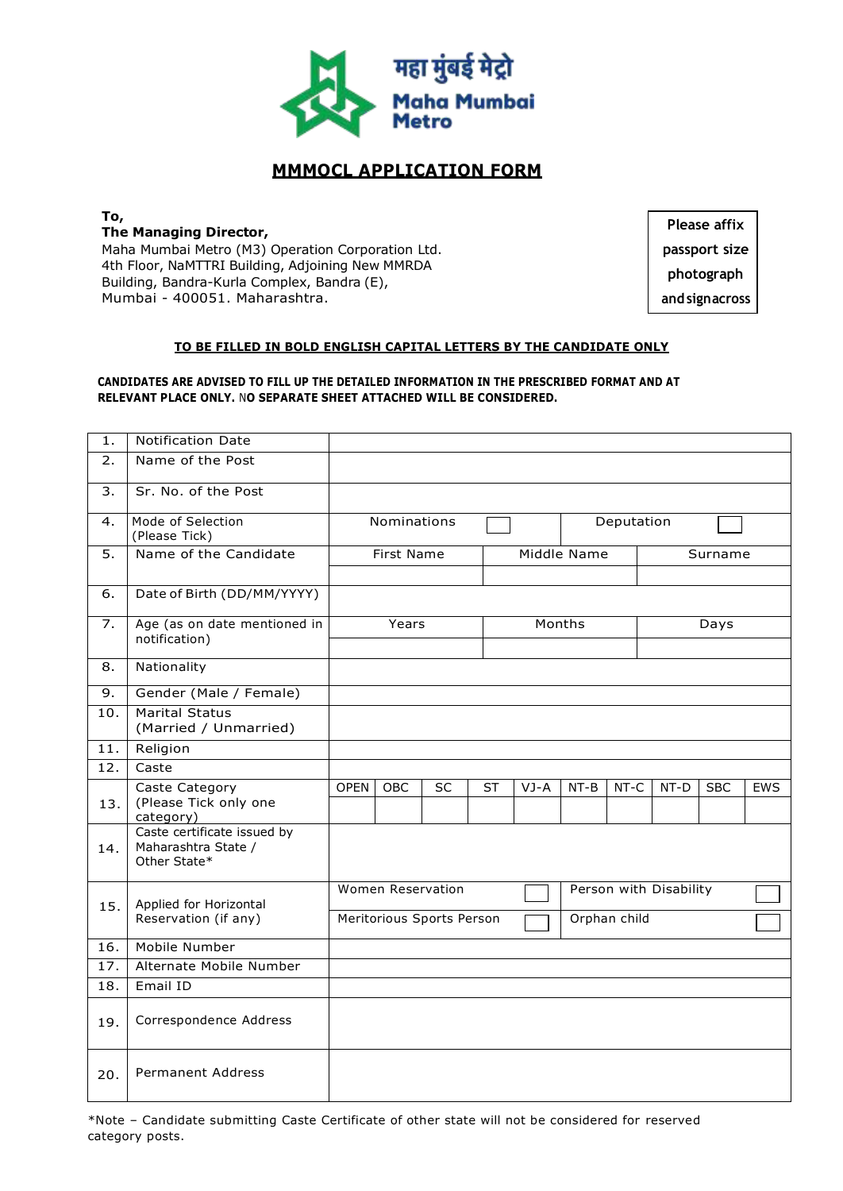महा मुंबई मेट्रो
Maha Mumbai Metro

# MMMOCL APPLICATION FORM

**To,**
**The Managing Director,**
Maha Mumbai Metro (M3) Operation Corporation Ltd.
4th Floor, NaMTTRI Building, Adjoining New MMRDA
Building, Bandra-Kurla Complex, Bandra (E),
Mumbai - 400051. Maharashtra.

Please affix passport size photograph and sign across

**TO BE FILLED IN BOLD ENGLISH CAPITAL LETTERS BY THE CANDIDATE ONLY**

**CANDIDATES ARE ADVISED TO FILL UP THE DETAILED INFORMATION IN THE PRESCRIBED FORMAT AND AT RELEVANT PLACE ONLY. NO SEPARATE SHEET ATTACHED WILL BE CONSIDERED.**

| | | | | | | | | | | | |
|---|---|---|---|---|---|---|---|---|---|---|---|
| 1. | Notification Date | | | | | | | | | | |
| 2. | Name of the Post | | | | | | | | | | |
| 3. | Sr. No. of the Post | | | | | | | | | | |
| 4. | Mode of Selection (Please Tick) | Nominations ☐ | | | | | Deputation ☐ | | | | |
| 5. | Name of the Candidate | First Name | | | Middle Name | | | | Surname | | |
| | | | | | | | | | | | |
| 6. | Date of Birth (DD/MM/YYYY) | | | | | | | | | | |
| 7. | Age (as on date mentioned in notification) | Years | | | Months | | | | Days | | |
| | | | | | | | | | | | |
| 8. | Nationality | | | | | | | | | | |
| 9. | Gender (Male / Female) | | | | | | | | | | |
| 10. | Marital Status (Married / Unmarried) | | | | | | | | | | |
| 11. | Religion | | | | | | | | | | |
| 12. | Caste | | | | | | | | | | |
| 13. | Caste Category (Please Tick only one category) | OPEN | OBC | SC | ST | VJ-A | NT-B | NT-C | NT-D | SBC | EWS |
| | | | | | | | | | | | |
| 14. | Caste certificate issued by Maharashtra State / Other State* | | | | | | | | | | |
| 15. | Applied for Horizontal Reservation (if any) | Women Reservation ☐ | | | | | Person with Disability ☐ | | | | |
| | | Meritorious Sports Person ☐ | | | | | Orphan child ☐ | | | | |
| 16. | Mobile Number | | | | | | | | | | |
| 17. | Alternate Mobile Number | | | | | | | | | | |
| 18. | Email ID | | | | | | | | | | |
| 19. | Correspondence Address | | | | | | | | | | |
| 20. | Permanent Address | | | | | | | | | | |

*Note – Candidate submitting Caste Certificate of other state will not be considered for reserved category posts.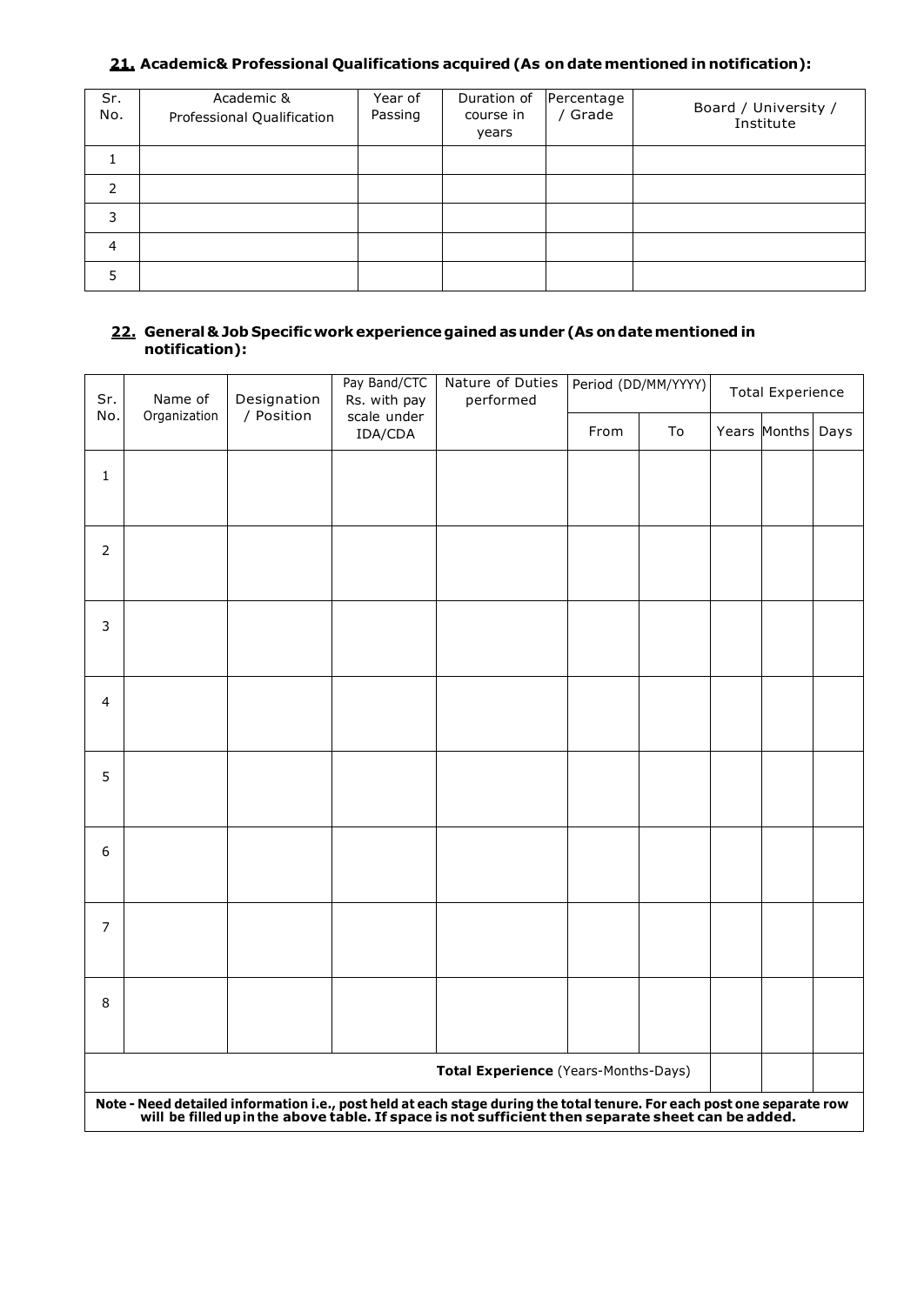**<u>21.</u> Academic& Professional Qualifications acquired (As on date mentioned in notification):**

| Sr. No. | Academic & Professional Qualification | Year of Passing | Duration of course in years | Percentage / Grade | Board / University / Institute |
|---|---|---|---|---|---|
| 1 | | | | | |
| 2 | | | | | |
| 3 | | | | | |
| 4 | | | | | |
| 5 | | | | | |

**<u>22.</u> General & Job Specific work experience gained as under (As on date mentioned in notification):**

| Sr. No. | Name of Organization | Designation / Position | Pay Band/CTC Rs. with pay scale under IDA/CDA | Nature of Duties performed | Period (DD/MM/YYYY) | | Total Experience | | |
|---|---|---|---|---|---|---|---|---|---|
| | | | | | From | To | Years | Months | Days |
| 1 | | | | | | | | | |
| 2 | | | | | | | | | |
| 3 | | | | | | | | | |
| 4 | | | | | | | | | |
| 5 | | | | | | | | | |
| 6 | | | | | | | | | |
| 7 | | | | | | | | | |
| 8 | | | | | | | | | |
| **Total Experience** (Years-Months-Days) | | | | | | | | | |

**Note - Need detailed information i.e., post held at each stage during the total tenure. For each post one separate row will be filled up in the above table. If space is not sufficient then separate sheet can be added.**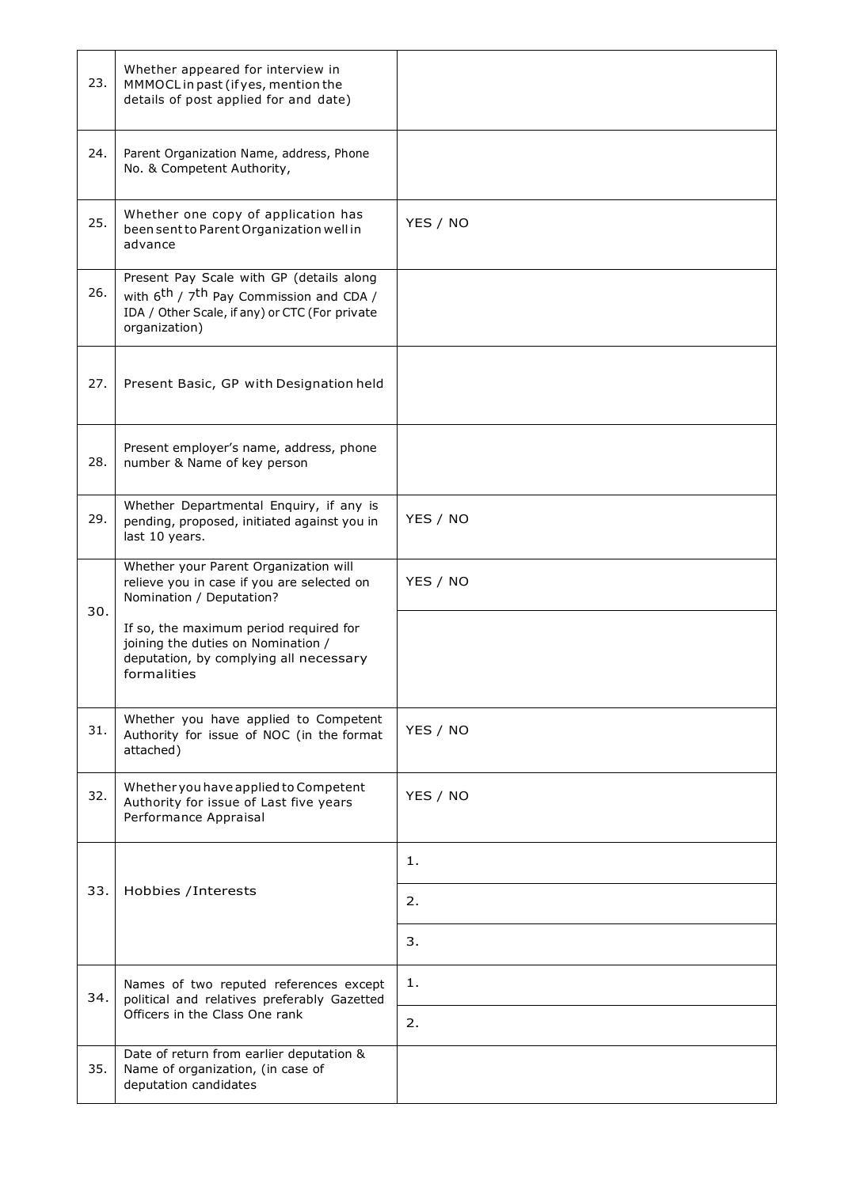| | | |
|---|---|---|
| 23. | Whether appeared for interview in MMMOCL in past (if yes, mention the details of post applied for and date) | |
| 24. | Parent Organization Name, address, Phone No. & Competent Authority, | |
| 25. | Whether one copy of application has been sent to Parent Organization well in advance | YES / NO |
| 26. | Present Pay Scale with GP (details along with $6^{th}$ / $7^{th}$ Pay Commission and CDA / IDA / Other Scale, if any) or CTC (For private organization) | |
| 27. | Present Basic, GP with Designation held | |
| 28. | Present employer's name, address, phone number & Name of key person | |
| 29. | Whether Departmental Enquiry, if any is pending, proposed, initiated against you in last 10 years. | YES / NO |
| 30. | Whether your Parent Organization will relieve you in case if you are selected on Nomination / Deputation? | YES / NO |
| | If so, the maximum period required for joining the duties on Nomination / deputation, by complying all necessary formalities | |
| 31. | Whether you have applied to Competent Authority for issue of NOC (in the format attached) | YES / NO |
| 32. | Whether you have applied to Competent Authority for issue of Last five years Performance Appraisal | YES / NO |
| 33. | Hobbies /Interests | 1. |
| | | 2. |
| | | 3. |
| 34. | Names of two reputed references except political and relatives preferably Gazetted Officers in the Class One rank | 1. |
| | | 2. |
| 35. | Date of return from earlier deputation & Name of organization, (in case of deputation candidates | |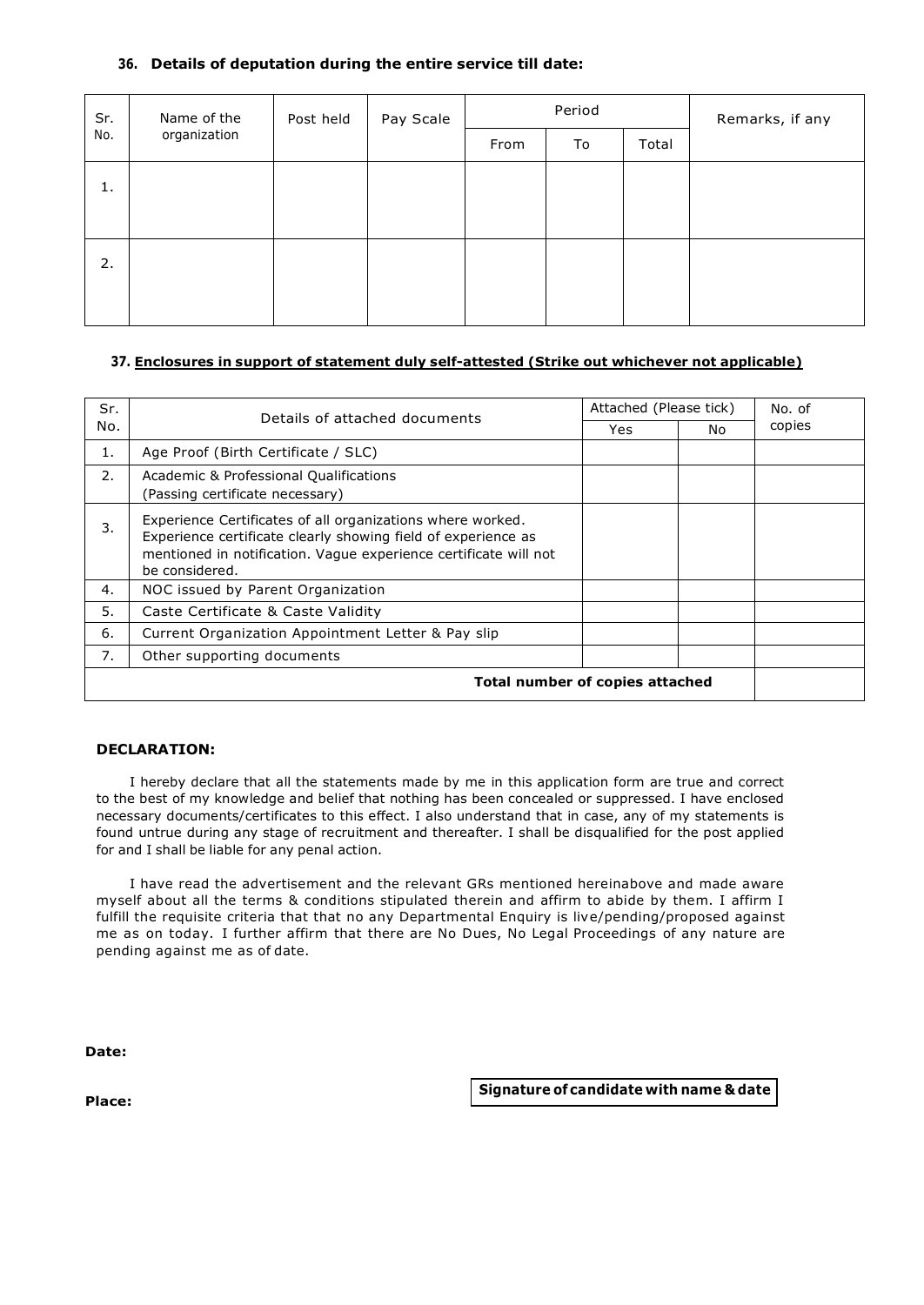**36. Details of deputation during the entire service till date:**

| Sr. No. | Name of the organization | Post held | Pay Scale | Period | | | Remarks, if any |
|---|---|---|---|---|---|---|---|
| | | | | From | To | Total | |
| 1. | | | | | | | |
| 2. | | | | | | | |

**37. Enclosures in support of statement duly self-attested (Strike out whichever not applicable)**

| Sr. No. | Details of attached documents | Attached (Please tick) | | No. of copies |
|---|---|---|---|---|
| | | Yes | No | |
| 1. | Age Proof (Birth Certificate / SLC) | | | |
| 2. | Academic & Professional Qualifications (Passing certificate necessary) | | | |
| 3. | Experience Certificates of all organizations where worked. Experience certificate clearly showing field of experience as mentioned in notification. Vague experience certificate will not be considered. | | | |
| 4. | NOC issued by Parent Organization | | | |
| 5. | Caste Certificate & Caste Validity | | | |
| 6. | Current Organization Appointment Letter & Pay slip | | | |
| 7. | Other supporting documents | | | |
| | **Total number of copies attached** | | | |

**DECLARATION:**

I hereby declare that all the statements made by me in this application form are true and correct to the best of my knowledge and belief that nothing has been concealed or suppressed. I have enclosed necessary documents/certificates to this effect. I also understand that in case, any of my statements is found untrue during any stage of recruitment and thereafter. I shall be disqualified for the post applied for and I shall be liable for any penal action.

I have read the advertisement and the relevant GRs mentioned hereinabove and made aware myself about all the terms & conditions stipulated therein and affirm to abide by them. I affirm I fulfill the requisite criteria that that no any Departmental Enquiry is live/pending/proposed against me as on today. I further affirm that there are No Dues, No Legal Proceedings of any nature are pending against me as of date.

**Date:**

**Place:**

**Signature of candidate with name & date**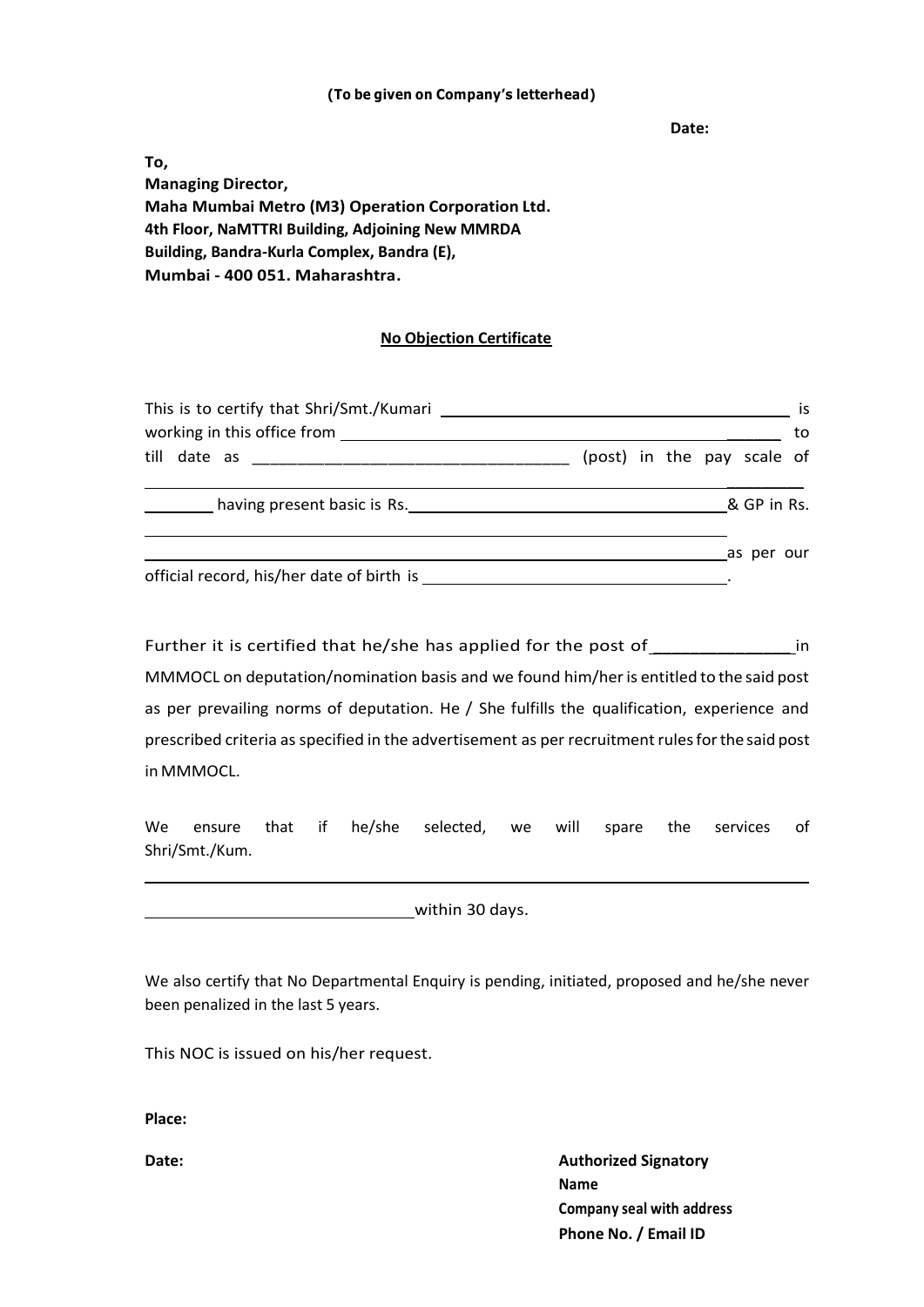**(To be given on Company's letterhead)**

**Date:**

**To,**
**Managing Director,**
**Maha Mumbai Metro (M3) Operation Corporation Ltd.**
**4th Floor, NaMTTRI Building, Adjoining New MMRDA**
**Building, Bandra-Kurla Complex, Bandra (E),**
**Mumbai - 400 051. Maharashtra.**

## No Objection Certificate

This is to certify that Shri/Smt./Kumari ________________________________________ is working in this office from ________________________________________ to till date as ___________________________________ (post) in the pay scale of ____________________________________________________________ ________ having present basic is Rs.____________________________________& GP in Rs. ____________________________________________________________ ____________________________________________________________as per our official record, his/her date of birth is __________________________________.

Further it is certified that he/she has applied for the post of ______________in MMMOCL on deputation/nomination basis and we found him/her is entitled to the said post as per prevailing norms of deputation. He / She fulfills the qualification, experience and prescribed criteria as specified in the advertisement as per recruitment rules for the said post in MMMOCL.

We ensure that if he/she selected, we will spare the services of Shri/Smt./Kum. ____________________________________________________________ ______________________________within 30 days.

We also certify that No Departmental Enquiry is pending, initiated, proposed and he/she never been penalized in the last 5 years.

This NOC is issued on his/her request.

**Place:**

**Date:**

**Authorized Signatory**
**Name**
**Company seal with address**
**Phone No. / Email ID**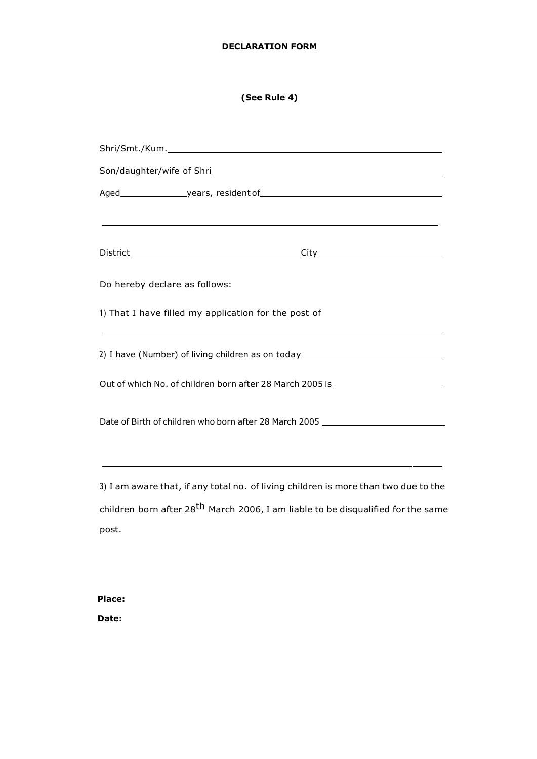**DECLARATION FORM**

**(See Rule 4)**

Shri/Smt./Kum. ______________________________________________

Son/daughter/wife of Shri ______________________________________

Aged ____________ years, resident of ______________________________

______________________________________________________________

District ______________________________ City ______________________

Do hereby declare as follows:

1) That I have filled my application for the post of

______________________________________________________________

2) I have (Number) of living children as on today ___________________

Out of which No. of children born after 28 March 2005 is _______________

Date of Birth of children who born after 28 March 2005 ________________

______________________________________________________________

3) I am aware that, if any total no. of living children is more than two due to the children born after 28th March 2006, I am liable to be disqualified for the same post.

**Place:**

**Date:**